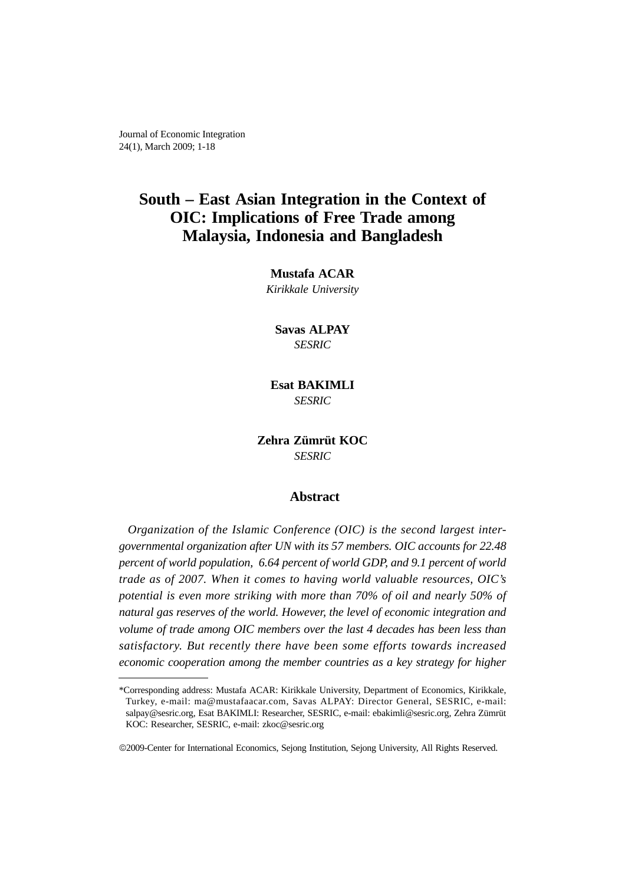# South – East Asian Integration in the Context of OIC: Implications of Free Trade among Malaysia, Indonesia and Bangladesh

**Mustafa ACAR**
*Kirikkale University*

**Savas ALPAY**
*SESRIC*

**Esat BAKIMLI**
*SESRIC*

**Zehra Zümrüt KOC**
*SESRIC*

## Abstract

*Organization of the Islamic Conference (OIC) is the second largest inter-governmental organization after UN with its 57 members. OIC accounts for 22.48 percent of world population, 6.64 percent of world GDP, and 9.1 percent of world trade as of 2007. When it comes to having world valuable resources, OIC's potential is even more striking with more than 70% of oil and nearly 50% of natural gas reserves of the world. However, the level of economic integration and volume of trade among OIC members over the last 4 decades has been less than satisfactory. But recently there have been some efforts towards increased economic cooperation among the member countries as a key strategy for higher*

---

*Corresponding address: Mustafa ACAR: Kirikkale University, Department of Economics, Kirikkale, Turkey, e-mail: ma@mustafaacar.com, Savas ALPAY: Director General, SESRIC, e-mail: salpay@sesric.org, Esat BAKIMLI: Researcher, SESRIC, e-mail: ebakimli@sesric.org, Zehra Zümrüt KOC: Researcher, SESRIC, e-mail: zkoc@sesric.org

©2009-Center for International Economics, Sejong Institution, Sejong University, All Rights Reserved.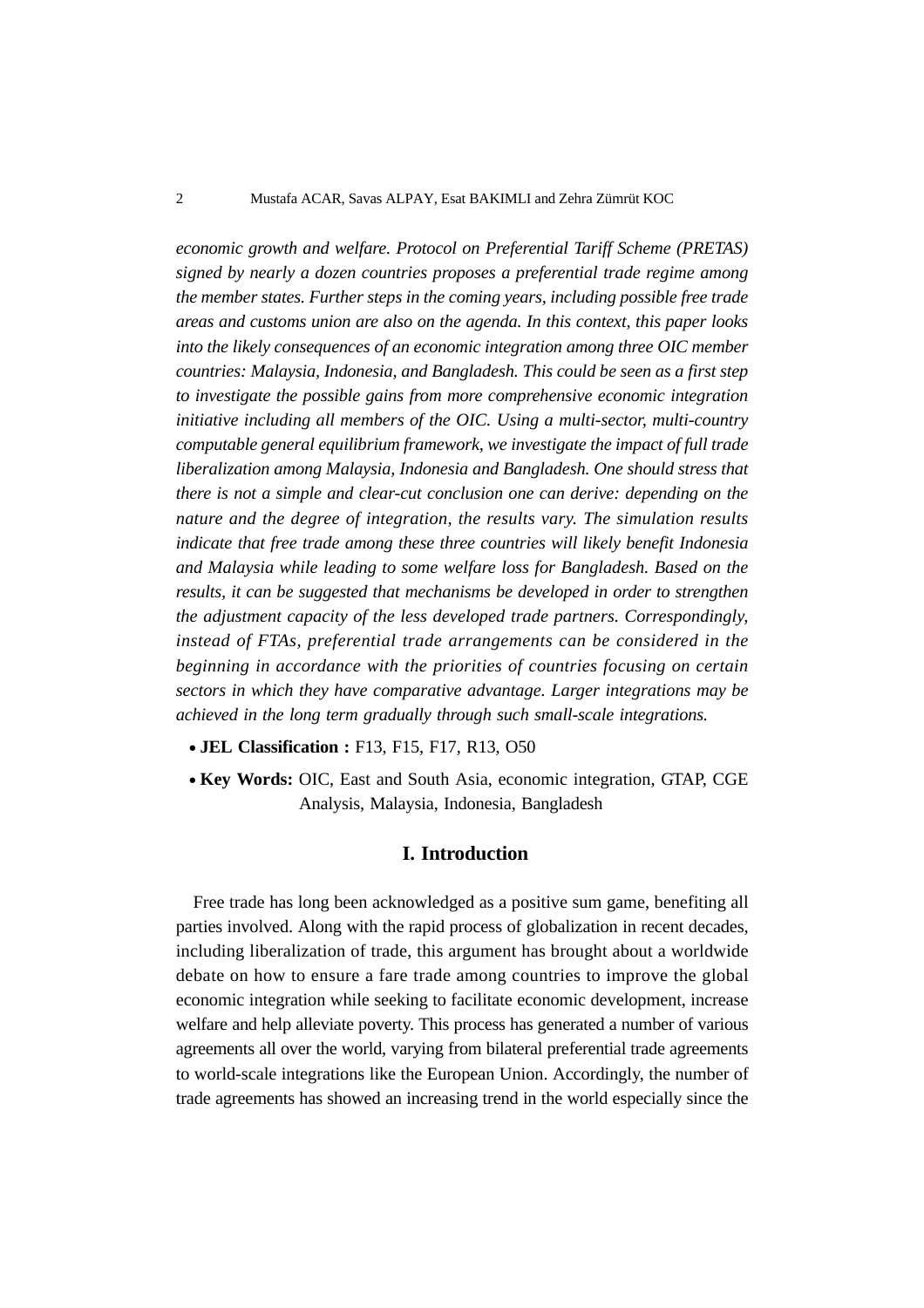*economic growth and welfare. Protocol on Preferential Tariff Scheme (PRETAS) signed by nearly a dozen countries proposes a preferential trade regime among the member states. Further steps in the coming years, including possible free trade areas and customs union are also on the agenda. In this context, this paper looks into the likely consequences of an economic integration among three OIC member countries: Malaysia, Indonesia, and Bangladesh. This could be seen as a first step to investigate the possible gains from more comprehensive economic integration initiative including all members of the OIC. Using a multi-sector, multi-country computable general equilibrium framework, we investigate the impact of full trade liberalization among Malaysia, Indonesia and Bangladesh. One should stress that there is not a simple and clear-cut conclusion one can derive: depending on the nature and the degree of integration, the results vary. The simulation results indicate that free trade among these three countries will likely benefit Indonesia and Malaysia while leading to some welfare loss for Bangladesh. Based on the results, it can be suggested that mechanisms be developed in order to strengthen the adjustment capacity of the less developed trade partners. Correspondingly, instead of FTAs, preferential trade arrangements can be considered in the beginning in accordance with the priorities of countries focusing on certain sectors in which they have comparative advantage. Larger integrations may be achieved in the long term gradually through such small-scale integrations.*

- **JEL Classification :** F13, F15, F17, R13, O50
- **Key Words:** OIC, East and South Asia, economic integration, GTAP, CGE Analysis, Malaysia, Indonesia, Bangladesh

## I. Introduction

Free trade has long been acknowledged as a positive sum game, benefiting all parties involved. Along with the rapid process of globalization in recent decades, including liberalization of trade, this argument has brought about a worldwide debate on how to ensure a fare trade among countries to improve the global economic integration while seeking to facilitate economic development, increase welfare and help alleviate poverty. This process has generated a number of various agreements all over the world, varying from bilateral preferential trade agreements to world-scale integrations like the European Union. Accordingly, the number of trade agreements has showed an increasing trend in the world especially since the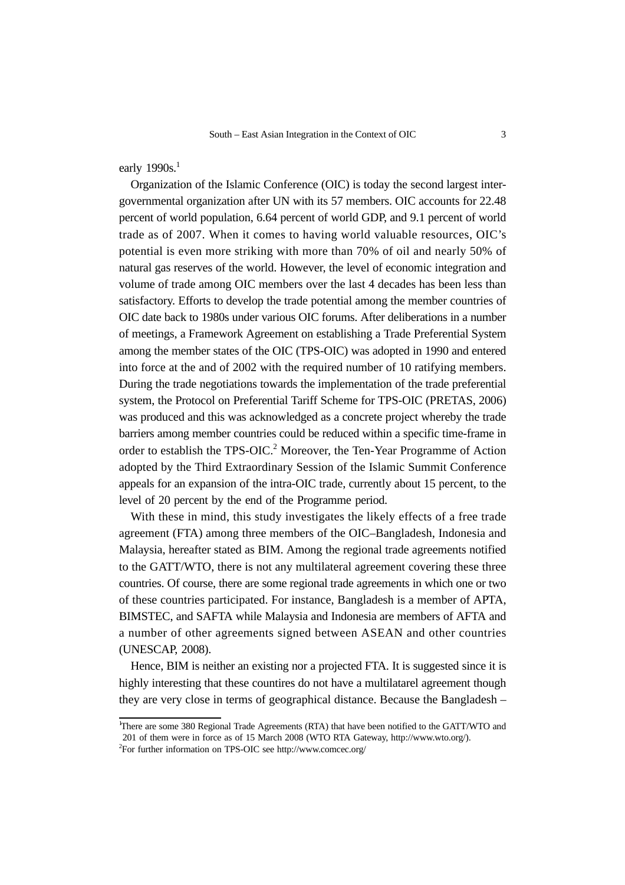early 1990s.[1]

Organization of the Islamic Conference (OIC) is today the second largest inter-governmental organization after UN with its 57 members. OIC accounts for 22.48 percent of world population, 6.64 percent of world GDP, and 9.1 percent of world trade as of 2007. When it comes to having world valuable resources, OIC's potential is even more striking with more than 70% of oil and nearly 50% of natural gas reserves of the world. However, the level of economic integration and volume of trade among OIC members over the last 4 decades has been less than satisfactory. Efforts to develop the trade potential among the member countries of OIC date back to 1980s under various OIC forums. After deliberations in a number of meetings, a Framework Agreement on establishing a Trade Preferential System among the member states of the OIC (TPS-OIC) was adopted in 1990 and entered into force at the and of 2002 with the required number of 10 ratifying members. During the trade negotiations towards the implementation of the trade preferential system, the Protocol on Preferential Tariff Scheme for TPS-OIC (PRETAS, 2006) was produced and this was acknowledged as a concrete project whereby the trade barriers among member countries could be reduced within a specific time-frame in order to establish the TPS-OIC.[2] Moreover, the Ten-Year Programme of Action adopted by the Third Extraordinary Session of the Islamic Summit Conference appeals for an expansion of the intra-OIC trade, currently about 15 percent, to the level of 20 percent by the end of the Programme period.

With these in mind, this study investigates the likely effects of a free trade agreement (FTA) among three members of the OIC–Bangladesh, Indonesia and Malaysia, hereafter stated as BIM. Among the regional trade agreements notified to the GATT/WTO, there is not any multilateral agreement covering these three countries. Of course, there are some regional trade agreements in which one or two of these countries participated. For instance, Bangladesh is a member of APTA, BIMSTEC, and SAFTA while Malaysia and Indonesia are members of AFTA and a number of other agreements signed between ASEAN and other countries (UNESCAP, 2008).

Hence, BIM is neither an existing nor a projected FTA. It is suggested since it is highly interesting that these countires do not have a multilatarel agreement though they are very close in terms of geographical distance. Because the Bangladesh –

[1] There are some 380 Regional Trade Agreements (RTA) that have been notified to the GATT/WTO and 201 of them were in force as of 15 March 2008 (WTO RTA Gateway, http://www.wto.org/).

[2] For further information on TPS-OIC see http://www.comcec.org/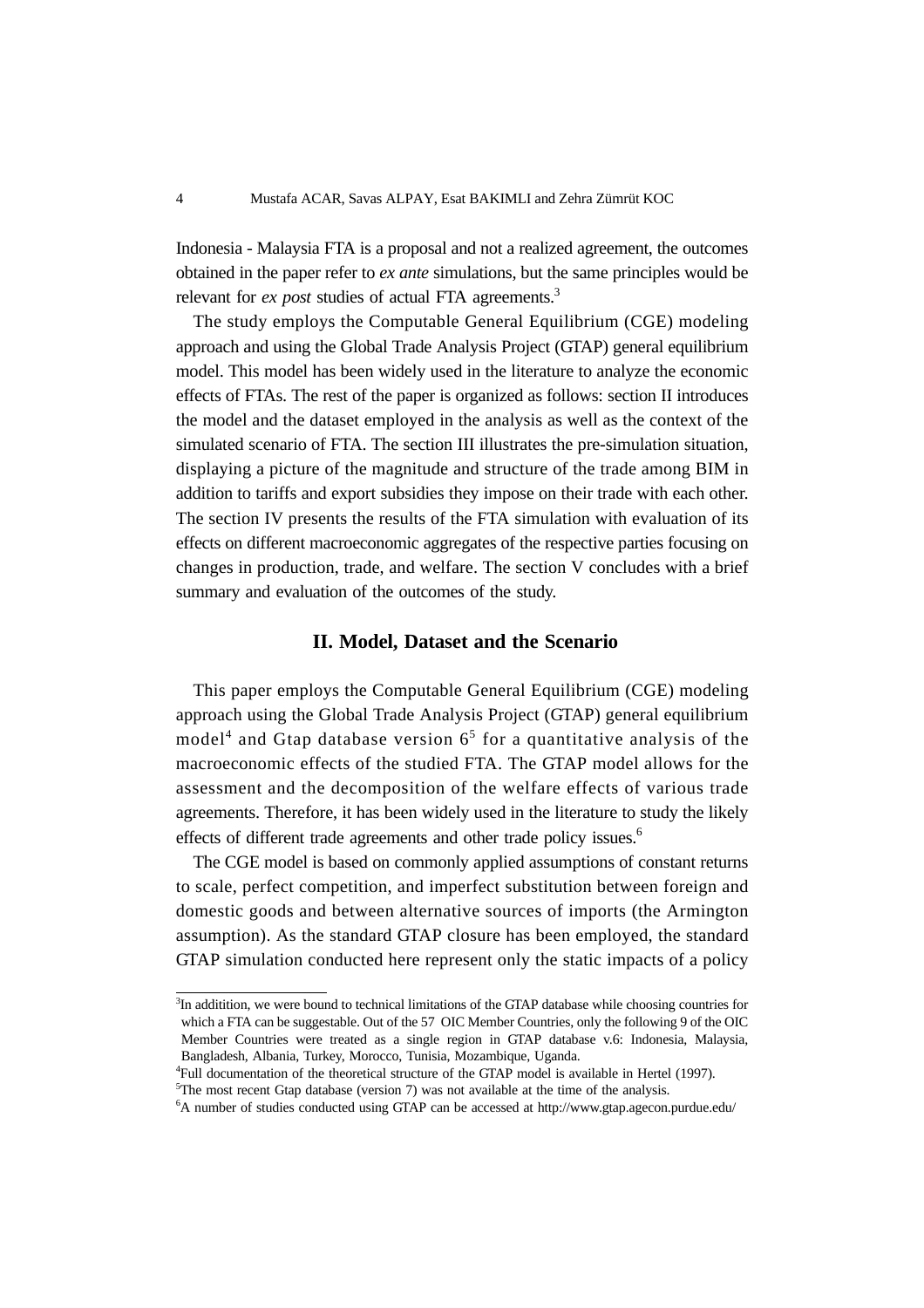Indonesia - Malaysia FTA is a proposal and not a realized agreement, the outcomes obtained in the paper refer to *ex ante* simulations, but the same principles would be relevant for *ex post* studies of actual FTA agreements.[3]

The study employs the Computable General Equilibrium (CGE) modeling approach and using the Global Trade Analysis Project (GTAP) general equilibrium model. This model has been widely used in the literature to analyze the economic effects of FTAs. The rest of the paper is organized as follows: section II introduces the model and the dataset employed in the analysis as well as the context of the simulated scenario of FTA. The section III illustrates the pre-simulation situation, displaying a picture of the magnitude and structure of the trade among BIM in addition to tariffs and export subsidies they impose on their trade with each other. The section IV presents the results of the FTA simulation with evaluation of its effects on different macroeconomic aggregates of the respective parties focusing on changes in production, trade, and welfare. The section V concludes with a brief summary and evaluation of the outcomes of the study.

## II. Model, Dataset and the Scenario

This paper employs the Computable General Equilibrium (CGE) modeling approach using the Global Trade Analysis Project (GTAP) general equilibrium model[4] and Gtap database version 6[5] for a quantitative analysis of the macroeconomic effects of the studied FTA. The GTAP model allows for the assessment and the decomposition of the welfare effects of various trade agreements. Therefore, it has been widely used in the literature to study the likely effects of different trade agreements and other trade policy issues.[6]

The CGE model is based on commonly applied assumptions of constant returns to scale, perfect competition, and imperfect substitution between foreign and domestic goods and between alternative sources of imports (the Armington assumption). As the standard GTAP closure has been employed, the standard GTAP simulation conducted here represent only the static impacts of a policy

---

[3] In additition, we were bound to technical limitations of the GTAP database while choosing countries for which a FTA can be suggestable. Out of the 57 OIC Member Countries, only the following 9 of the OIC Member Countries were treated as a single region in GTAP database v.6: Indonesia, Malaysia, Bangladesh, Albania, Turkey, Morocco, Tunisia, Mozambique, Uganda.

[4] Full documentation of the theoretical structure of the GTAP model is available in Hertel (1997).

[5] The most recent Gtap database (version 7) was not available at the time of the analysis.

[6] A number of studies conducted using GTAP can be accessed at http://www.gtap.agecon.purdue.edu/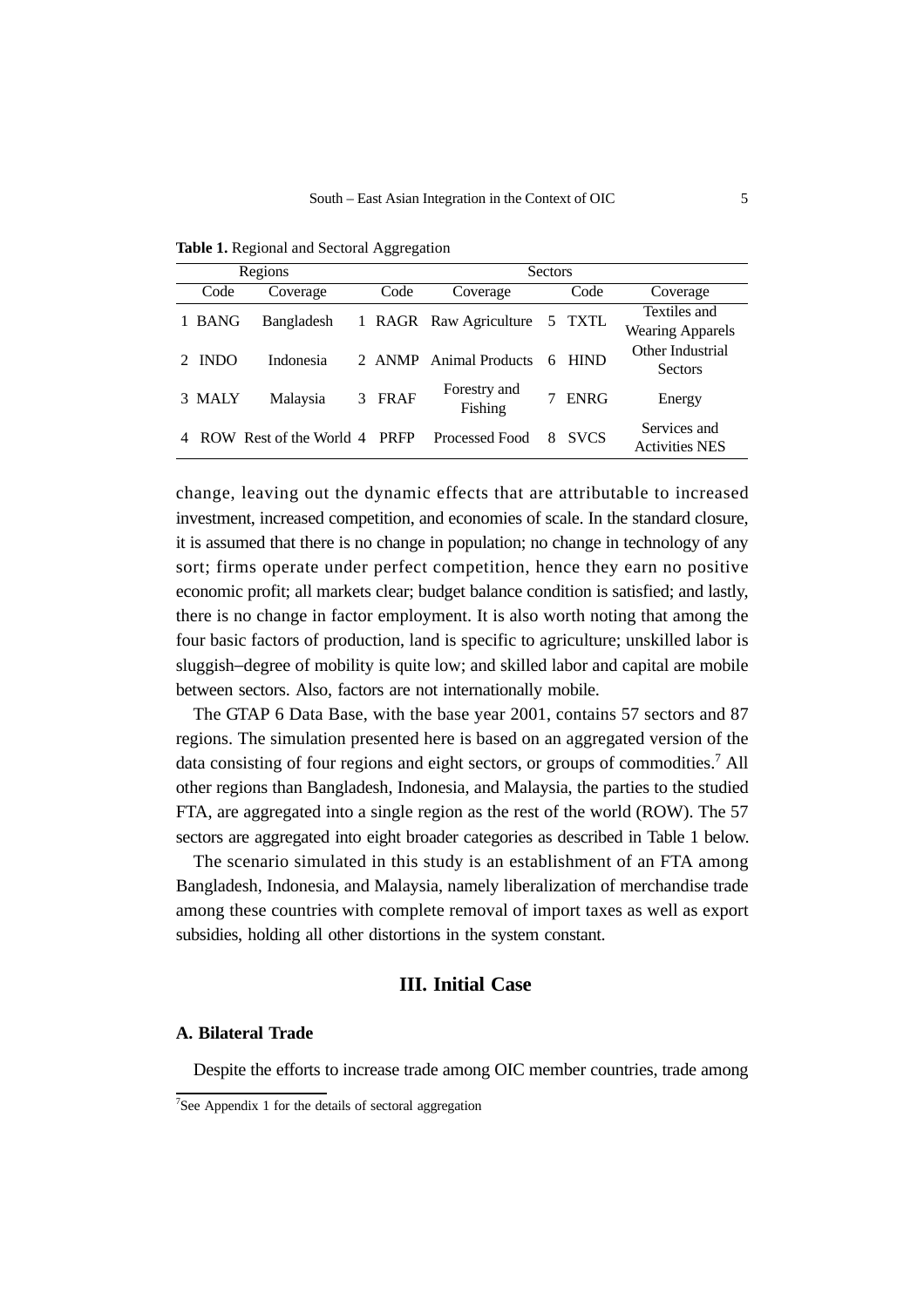**Table 1.** Regional and Sectoral Aggregation

| Regions | | | Sectors | | | |
|---|---|---|---|---|---|---|
| Code | Coverage | Code | Coverage | Code | Coverage |
| 1 BANG | Bangladesh | 1 RAGR | Raw Agriculture | 5 TXTL | Textiles and Wearing Apparels |
| 2 INDO | Indonesia | 2 ANMP | Animal Products | 6 HIND | Other Industrial Sectors |
| 3 MALY | Malaysia | 3 FRAF | Forestry and Fishing | 7 ENRG | Energy |
| 4 ROW | Rest of the World | 4 PRFP | Processed Food | 8 SVCS | Services and Activities NES |

change, leaving out the dynamic effects that are attributable to increased investment, increased competition, and economies of scale. In the standard closure, it is assumed that there is no change in population; no change in technology of any sort; firms operate under perfect competition, hence they earn no positive economic profit; all markets clear; budget balance condition is satisfied; and lastly, there is no change in factor employment. It is also worth noting that among the four basic factors of production, land is specific to agriculture; unskilled labor is sluggish–degree of mobility is quite low; and skilled labor and capital are mobile between sectors. Also, factors are not internationally mobile.

The GTAP 6 Data Base, with the base year 2001, contains 57 sectors and 87 regions. The simulation presented here is based on an aggregated version of the data consisting of four regions and eight sectors, or groups of commodities.[7] All other regions than Bangladesh, Indonesia, and Malaysia, the parties to the studied FTA, are aggregated into a single region as the rest of the world (ROW). The 57 sectors are aggregated into eight broader categories as described in Table 1 below.

The scenario simulated in this study is an establishment of an FTA among Bangladesh, Indonesia, and Malaysia, namely liberalization of merchandise trade among these countries with complete removal of import taxes as well as export subsidies, holding all other distortions in the system constant.

## III. Initial Case

### A. Bilateral Trade

Despite the efforts to increase trade among OIC member countries, trade among

[7] See Appendix 1 for the details of sectoral aggregation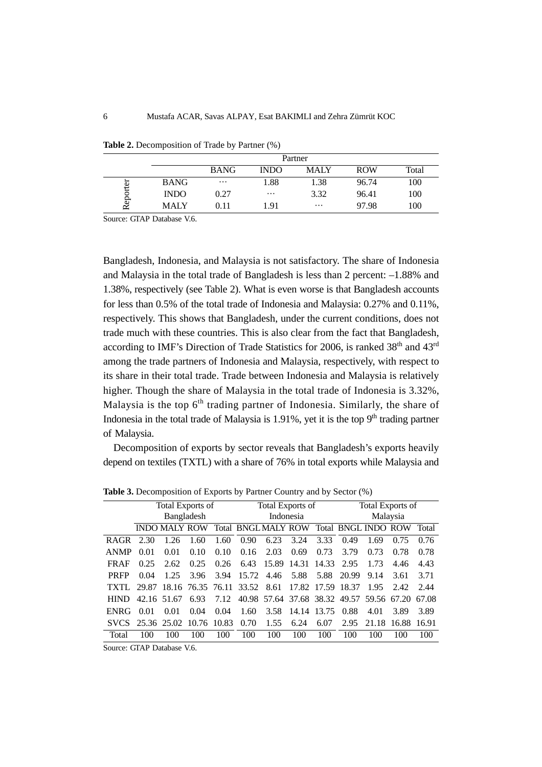**Table 2.** Decomposition of Trade by Partner (%)

| | | Partner | | | | |
|---|---|---|---|---|---|---|
| | | BANG | INDO | MALY | ROW | Total |
| Reporter | BANG | ⋯ | 1.88 | 1.38 | 96.74 | 100 |
| | INDO | 0.27 | ⋯ | 3.32 | 96.41 | 100 |
| | MALY | 0.11 | 1.91 | ⋯ | 97.98 | 100 |

Source: GTAP Database V.6.

Bangladesh, Indonesia, and Malaysia is not satisfactory. The share of Indonesia and Malaysia in the total trade of Bangladesh is less than 2 percent: –1.88% and 1.38%, respectively (see Table 2). What is even worse is that Bangladesh accounts for less than 0.5% of the total trade of Indonesia and Malaysia: 0.27% and 0.11%, respectively. This shows that Bangladesh, under the current conditions, does not trade much with these countries. This is also clear from the fact that Bangladesh, according to IMF's Direction of Trade Statistics for 2006, is ranked 38th and 43rd among the trade partners of Indonesia and Malaysia, respectively, with respect to its share in their total trade. Trade between Indonesia and Malaysia is relatively higher. Though the share of Malaysia in the total trade of Indonesia is 3.32%, Malaysia is the top 6th trading partner of Indonesia. Similarly, the share of Indonesia in the total trade of Malaysia is 1.91%, yet it is the top 9th trading partner of Malaysia.

Decomposition of exports by sector reveals that Bangladesh's exports heavily depend on textiles (TXTL) with a share of 76% in total exports while Malaysia and

**Table 3.** Decomposition of Exports by Partner Country and by Sector (%)

| | Total Exports of Bangladesh | | | | Total Exports of Indonesia | | | | Total Exports of Malaysia | | | |
|---|---|---|---|---|---|---|---|---|---|---|---|---|
| | INDO | MALY | ROW | Total | BNGL | MALY | ROW | Total | BNGL | INDO | ROW | Total |
| RAGR | 2.30 | 1.26 | 1.60 | 1.60 | 0.90 | 6.23 | 3.24 | 3.33 | 0.49 | 1.69 | 0.75 | 0.76 |
| ANMP | 0.01 | 0.01 | 0.10 | 0.10 | 0.16 | 2.03 | 0.69 | 0.73 | 3.79 | 0.73 | 0.78 | 0.78 |
| FRAF | 0.25 | 2.62 | 0.25 | 0.26 | 6.43 | 15.89 | 14.31 | 14.33 | 2.95 | 1.73 | 4.46 | 4.43 |
| PRFP | 0.04 | 1.25 | 3.96 | 3.94 | 15.72 | 4.46 | 5.88 | 5.88 | 20.99 | 9.14 | 3.61 | 3.71 |
| TXTL | 29.87 | 18.16 | 76.35 | 76.11 | 33.52 | 8.61 | 17.82 | 17.59 | 18.37 | 1.95 | 2.42 | 2.44 |
| HIND | 42.16 | 51.67 | 6.93 | 7.12 | 40.98 | 57.64 | 37.68 | 38.32 | 49.57 | 59.56 | 67.20 | 67.08 |
| ENRG | 0.01 | 0.01 | 0.04 | 0.04 | 1.60 | 3.58 | 14.14 | 13.75 | 0.88 | 4.01 | 3.89 | 3.89 |
| SVCS | 25.36 | 25.02 | 10.76 | 10.83 | 0.70 | 1.55 | 6.24 | 6.07 | 2.95 | 21.18 | 16.88 | 16.91 |
| Total | 100 | 100 | 100 | 100 | 100 | 100 | 100 | 100 | 100 | 100 | 100 | 100 |

Source: GTAP Database V.6.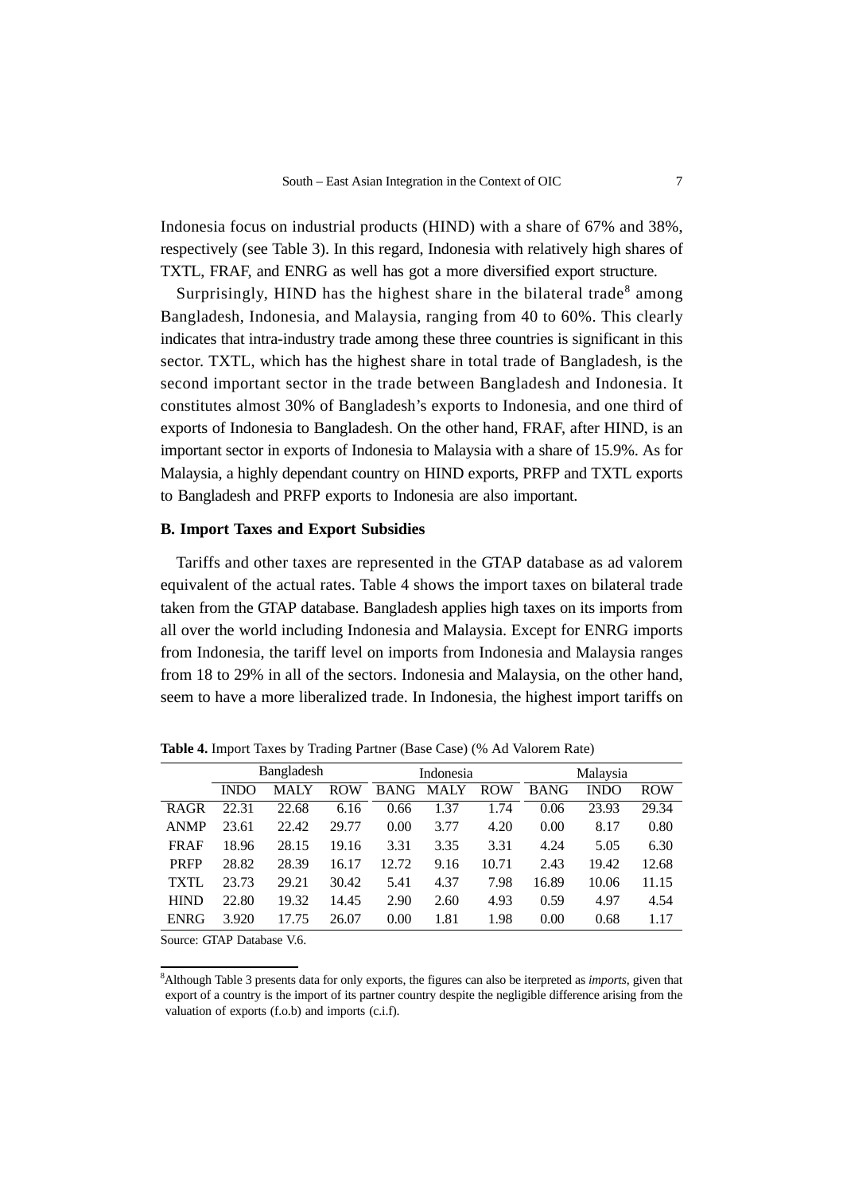Indonesia focus on industrial products (HIND) with a share of 67% and 38%, respectively (see Table 3). In this regard, Indonesia with relatively high shares of TXTL, FRAF, and ENRG as well has got a more diversified export structure.

Surprisingly, HIND has the highest share in the bilateral trade[8] among Bangladesh, Indonesia, and Malaysia, ranging from 40 to 60%. This clearly indicates that intra-industry trade among these three countries is significant in this sector. TXTL, which has the highest share in total trade of Bangladesh, is the second important sector in the trade between Bangladesh and Indonesia. It constitutes almost 30% of Bangladesh's exports to Indonesia, and one third of exports of Indonesia to Bangladesh. On the other hand, FRAF, after HIND, is an important sector in exports of Indonesia to Malaysia with a share of 15.9%. As for Malaysia, a highly dependant country on HIND exports, PRFP and TXTL exports to Bangladesh and PRFP exports to Indonesia are also important.

### B. Import Taxes and Export Subsidies

Tariffs and other taxes are represented in the GTAP database as ad valorem equivalent of the actual rates. Table 4 shows the import taxes on bilateral trade taken from the GTAP database. Bangladesh applies high taxes on its imports from all over the world including Indonesia and Malaysia. Except for ENRG imports from Indonesia, the tariff level on imports from Indonesia and Malaysia ranges from 18 to 29% in all of the sectors. Indonesia and Malaysia, on the other hand, seem to have a more liberalized trade. In Indonesia, the highest import tariffs on

**Table 4.** Import Taxes by Trading Partner (Base Case) (% Ad Valorem Rate)

| | Bangladesh | | | Indonesia | | | Malaysia | | |
|---|---|---|---|---|---|---|---|---|---|
| | INDO | MALY | ROW | BANG | MALY | ROW | BANG | INDO | ROW |
| RAGR | 22.31 | 22.68 | 6.16 | 0.66 | 1.37 | 1.74 | 0.06 | 23.93 | 29.34 |
| ANMP | 23.61 | 22.42 | 29.77 | 0.00 | 3.77 | 4.20 | 0.00 | 8.17 | 0.80 |
| FRAF | 18.96 | 28.15 | 19.16 | 3.31 | 3.35 | 3.31 | 4.24 | 5.05 | 6.30 |
| PRFP | 28.82 | 28.39 | 16.17 | 12.72 | 9.16 | 10.71 | 2.43 | 19.42 | 12.68 |
| TXTL | 23.73 | 29.21 | 30.42 | 5.41 | 4.37 | 7.98 | 16.89 | 10.06 | 11.15 |
| HIND | 22.80 | 19.32 | 14.45 | 2.90 | 2.60 | 4.93 | 0.59 | 4.97 | 4.54 |
| ENRG | 3.920 | 17.75 | 26.07 | 0.00 | 1.81 | 1.98 | 0.00 | 0.68 | 1.17 |

Source: GTAP Database V.6.

[8]Although Table 3 presents data for only exports, the figures can also be iterpreted as *imports*, given that export of a country is the import of its partner country despite the negligible difference arising from the valuation of exports (f.o.b) and imports (c.i.f).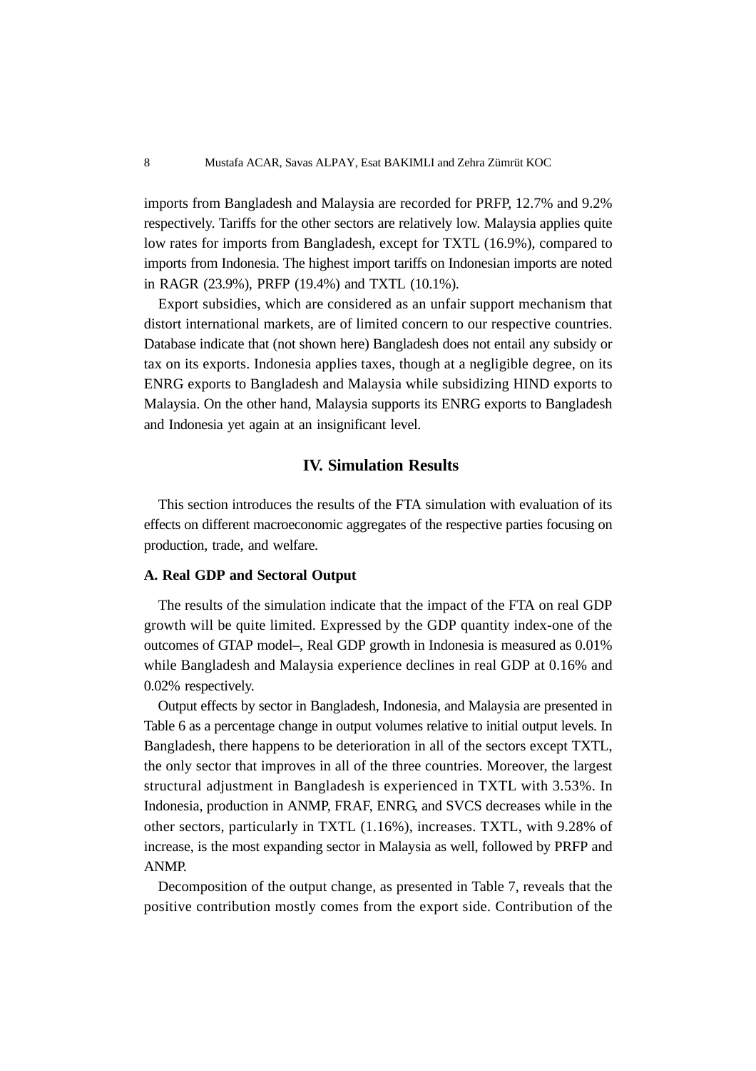imports from Bangladesh and Malaysia are recorded for PRFP, 12.7% and 9.2% respectively. Tariffs for the other sectors are relatively low. Malaysia applies quite low rates for imports from Bangladesh, except for TXTL (16.9%), compared to imports from Indonesia. The highest import tariffs on Indonesian imports are noted in RAGR (23.9%), PRFP (19.4%) and TXTL (10.1%).

Export subsidies, which are considered as an unfair support mechanism that distort international markets, are of limited concern to our respective countries. Database indicate that (not shown here) Bangladesh does not entail any subsidy or tax on its exports. Indonesia applies taxes, though at a negligible degree, on its ENRG exports to Bangladesh and Malaysia while subsidizing HIND exports to Malaysia. On the other hand, Malaysia supports its ENRG exports to Bangladesh and Indonesia yet again at an insignificant level.

## IV. Simulation Results

This section introduces the results of the FTA simulation with evaluation of its effects on different macroeconomic aggregates of the respective parties focusing on production, trade, and welfare.

### A. Real GDP and Sectoral Output

The results of the simulation indicate that the impact of the FTA on real GDP growth will be quite limited. Expressed by the GDP quantity index-one of the outcomes of GTAP model–, Real GDP growth in Indonesia is measured as 0.01% while Bangladesh and Malaysia experience declines in real GDP at 0.16% and 0.02% respectively.

Output effects by sector in Bangladesh, Indonesia, and Malaysia are presented in Table 6 as a percentage change in output volumes relative to initial output levels. In Bangladesh, there happens to be deterioration in all of the sectors except TXTL, the only sector that improves in all of the three countries. Moreover, the largest structural adjustment in Bangladesh is experienced in TXTL with 3.53%. In Indonesia, production in ANMP, FRAF, ENRG, and SVCS decreases while in the other sectors, particularly in TXTL (1.16%), increases. TXTL, with 9.28% of increase, is the most expanding sector in Malaysia as well, followed by PRFP and ANMP.

Decomposition of the output change, as presented in Table 7, reveals that the positive contribution mostly comes from the export side. Contribution of the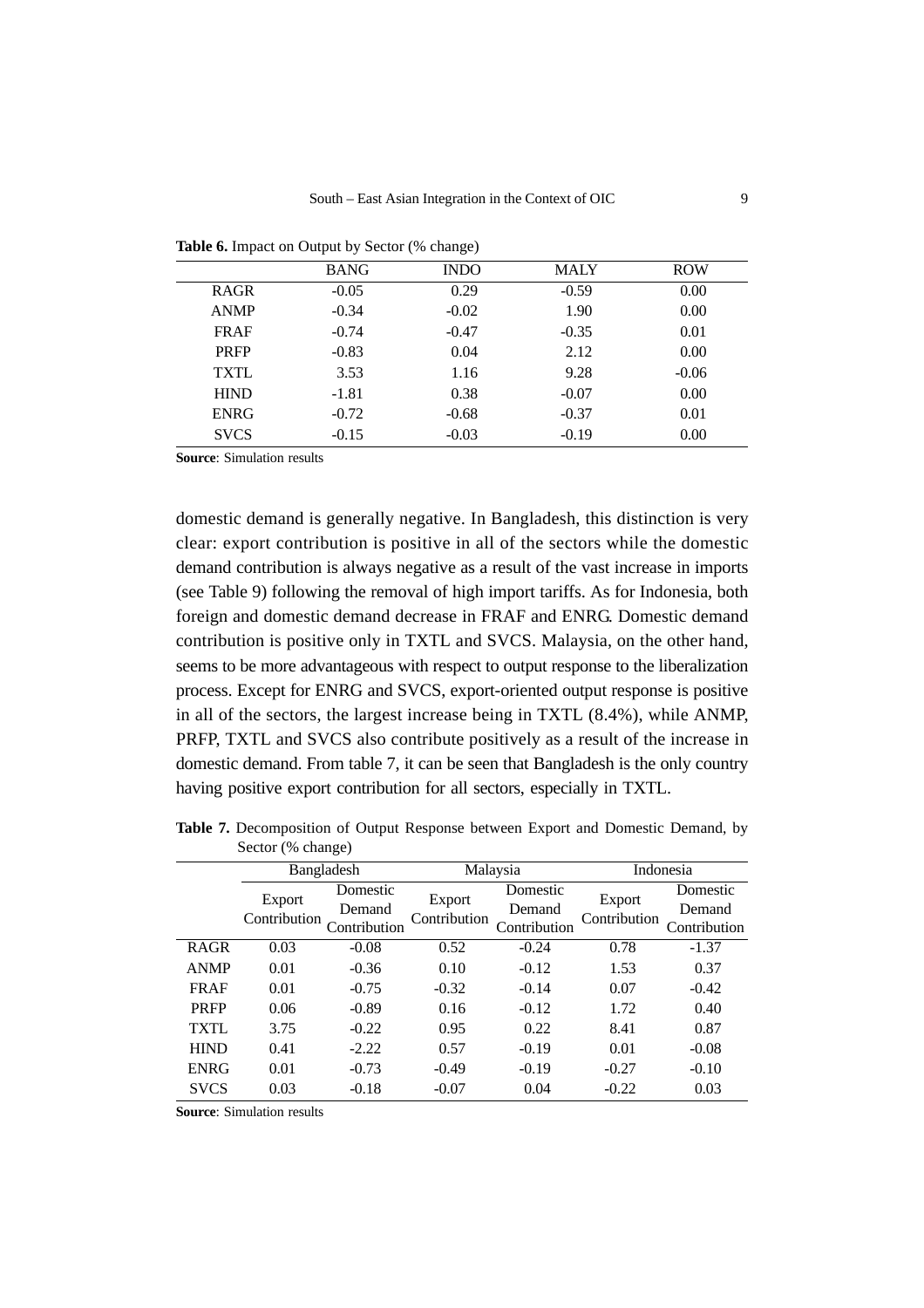**Table 6.** Impact on Output by Sector (% change)

| | BANG | INDO | MALY | ROW |
|---|---|---|---|---|
| RAGR | -0.05 | 0.29 | -0.59 | 0.00 |
| ANMP | -0.34 | -0.02 | 1.90 | 0.00 |
| FRAF | -0.74 | -0.47 | -0.35 | 0.01 |
| PRFP | -0.83 | 0.04 | 2.12 | 0.00 |
| TXTL | 3.53 | 1.16 | 9.28 | -0.06 |
| HIND | -1.81 | 0.38 | -0.07 | 0.00 |
| ENRG | -0.72 | -0.68 | -0.37 | 0.01 |
| SVCS | -0.15 | -0.03 | -0.19 | 0.00 |

**Source**: Simulation results

domestic demand is generally negative. In Bangladesh, this distinction is very clear: export contribution is positive in all of the sectors while the domestic demand contribution is always negative as a result of the vast increase in imports (see Table 9) following the removal of high import tariffs. As for Indonesia, both foreign and domestic demand decrease in FRAF and ENRG. Domestic demand contribution is positive only in TXTL and SVCS. Malaysia, on the other hand, seems to be more advantageous with respect to output response to the liberalization process. Except for ENRG and SVCS, export-oriented output response is positive in all of the sectors, the largest increase being in TXTL (8.4%), while ANMP, PRFP, TXTL and SVCS also contribute positively as a result of the increase in domestic demand. From table 7, it can be seen that Bangladesh is the only country having positive export contribution for all sectors, especially in TXTL.

**Table 7.** Decomposition of Output Response between Export and Domestic Demand, by Sector (% change)

| | Bangladesh | | Malaysia | | Indonesia | |
|---|---|---|---|---|---|---|
| | Export Contribution | Domestic Demand Contribution | Export Contribution | Domestic Demand Contribution | Export Contribution | Domestic Demand Contribution |
| RAGR | 0.03 | -0.08 | 0.52 | -0.24 | 0.78 | -1.37 |
| ANMP | 0.01 | -0.36 | 0.10 | -0.12 | 1.53 | 0.37 |
| FRAF | 0.01 | -0.75 | -0.32 | -0.14 | 0.07 | -0.42 |
| PRFP | 0.06 | -0.89 | 0.16 | -0.12 | 1.72 | 0.40 |
| TXTL | 3.75 | -0.22 | 0.95 | 0.22 | 8.41 | 0.87 |
| HIND | 0.41 | -2.22 | 0.57 | -0.19 | 0.01 | -0.08 |
| ENRG | 0.01 | -0.73 | -0.49 | -0.19 | -0.27 | -0.10 |
| SVCS | 0.03 | -0.18 | -0.07 | 0.04 | -0.22 | 0.03 |

**Source**: Simulation results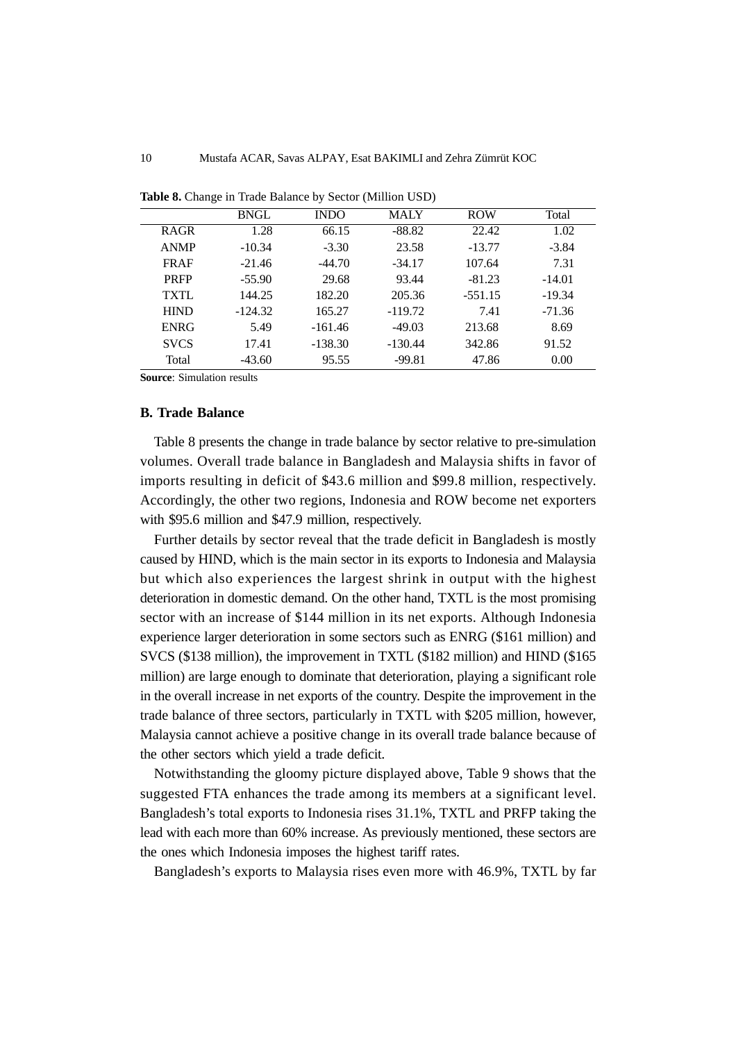**Table 8.** Change in Trade Balance by Sector (Million USD)

| | BNGL | INDO | MALY | ROW | Total |
|---|---|---|---|---|---|
| RAGR | 1.28 | 66.15 | -88.82 | 22.42 | 1.02 |
| ANMP | -10.34 | -3.30 | 23.58 | -13.77 | -3.84 |
| FRAF | -21.46 | -44.70 | -34.17 | 107.64 | 7.31 |
| PRFP | -55.90 | 29.68 | 93.44 | -81.23 | -14.01 |
| TXTL | 144.25 | 182.20 | 205.36 | -551.15 | -19.34 |
| HIND | -124.32 | 165.27 | -119.72 | 7.41 | -71.36 |
| ENRG | 5.49 | -161.46 | -49.03 | 213.68 | 8.69 |
| SVCS | 17.41 | -138.30 | -130.44 | 342.86 | 91.52 |
| Total | -43.60 | 95.55 | -99.81 | 47.86 | 0.00 |

**Source**: Simulation results

### B. Trade Balance

Table 8 presents the change in trade balance by sector relative to pre-simulation volumes. Overall trade balance in Bangladesh and Malaysia shifts in favor of imports resulting in deficit of $43.6 million and $99.8 million, respectively. Accordingly, the other two regions, Indonesia and ROW become net exporters with $95.6 million and $47.9 million, respectively.

Further details by sector reveal that the trade deficit in Bangladesh is mostly caused by HIND, which is the main sector in its exports to Indonesia and Malaysia but which also experiences the largest shrink in output with the highest deterioration in domestic demand. On the other hand, TXTL is the most promising sector with an increase of $144 million in its net exports. Although Indonesia experience larger deterioration in some sectors such as ENRG ($161 million) and SVCS ($138 million), the improvement in TXTL ($182 million) and HIND ($165 million) are large enough to dominate that deterioration, playing a significant role in the overall increase in net exports of the country. Despite the improvement in the trade balance of three sectors, particularly in TXTL with $205 million, however, Malaysia cannot achieve a positive change in its overall trade balance because of the other sectors which yield a trade deficit.

Notwithstanding the gloomy picture displayed above, Table 9 shows that the suggested FTA enhances the trade among its members at a significant level. Bangladesh's total exports to Indonesia rises 31.1%, TXTL and PRFP taking the lead with each more than 60% increase. As previously mentioned, these sectors are the ones which Indonesia imposes the highest tariff rates.

Bangladesh's exports to Malaysia rises even more with 46.9%, TXTL by far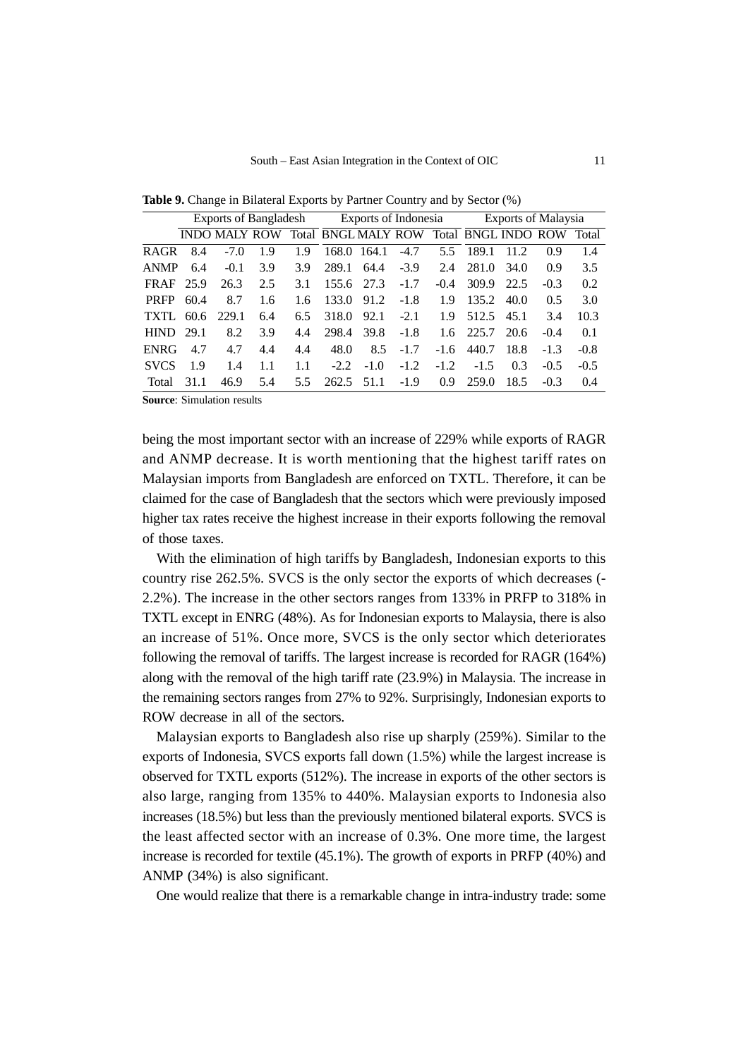**Table 9.** Change in Bilateral Exports by Partner Country and by Sector (%)

| | Exports of Bangladesh | | | | Exports of Indonesia | | | | Exports of Malaysia | | | |
|---|---|---|---|---|---|---|---|---|---|---|---|---|
| | INDO | MALY | ROW | Total | BNGL | MALY | ROW | Total | BNGL | INDO | ROW | Total |
| RAGR | 8.4 | -7.0 | 1.9 | 1.9 | 168.0 | 164.1 | -4.7 | 5.5 | 189.1 | 11.2 | 0.9 | 1.4 |
| ANMP | 6.4 | -0.1 | 3.9 | 3.9 | 289.1 | 64.4 | -3.9 | 2.4 | 281.0 | 34.0 | 0.9 | 3.5 |
| FRAF | 25.9 | 26.3 | 2.5 | 3.1 | 155.6 | 27.3 | -1.7 | -0.4 | 309.9 | 22.5 | -0.3 | 0.2 |
| PRFP | 60.4 | 8.7 | 1.6 | 1.6 | 133.0 | 91.2 | -1.8 | 1.9 | 135.2 | 40.0 | 0.5 | 3.0 |
| TXTL | 60.6 | 229.1 | 6.4 | 6.5 | 318.0 | 92.1 | -2.1 | 1.9 | 512.5 | 45.1 | 3.4 | 10.3 |
| HIND | 29.1 | 8.2 | 3.9 | 4.4 | 298.4 | 39.8 | -1.8 | 1.6 | 225.7 | 20.6 | -0.4 | 0.1 |
| ENRG | 4.7 | 4.7 | 4.4 | 4.4 | 48.0 | 8.5 | -1.7 | -1.6 | 440.7 | 18.8 | -1.3 | -0.8 |
| SVCS | 1.9 | 1.4 | 1.1 | 1.1 | -2.2 | -1.0 | -1.2 | -1.2 | -1.5 | 0.3 | -0.5 | -0.5 |
| Total | 31.1 | 46.9 | 5.4 | 5.5 | 262.5 | 51.1 | -1.9 | 0.9 | 259.0 | 18.5 | -0.3 | 0.4 |

**Source**: Simulation results

being the most important sector with an increase of 229% while exports of RAGR and ANMP decrease. It is worth mentioning that the highest tariff rates on Malaysian imports from Bangladesh are enforced on TXTL. Therefore, it can be claimed for the case of Bangladesh that the sectors which were previously imposed higher tax rates receive the highest increase in their exports following the removal of those taxes.

With the elimination of high tariffs by Bangladesh, Indonesian exports to this country rise 262.5%. SVCS is the only sector the exports of which decreases (-2.2%). The increase in the other sectors ranges from 133% in PRFP to 318% in TXTL except in ENRG (48%). As for Indonesian exports to Malaysia, there is also an increase of 51%. Once more, SVCS is the only sector which deteriorates following the removal of tariffs. The largest increase is recorded for RAGR (164%) along with the removal of the high tariff rate (23.9%) in Malaysia. The increase in the remaining sectors ranges from 27% to 92%. Surprisingly, Indonesian exports to ROW decrease in all of the sectors.

Malaysian exports to Bangladesh also rise up sharply (259%). Similar to the exports of Indonesia, SVCS exports fall down (1.5%) while the largest increase is observed for TXTL exports (512%). The increase in exports of the other sectors is also large, ranging from 135% to 440%. Malaysian exports to Indonesia also increases (18.5%) but less than the previously mentioned bilateral exports. SVCS is the least affected sector with an increase of 0.3%. One more time, the largest increase is recorded for textile (45.1%). The growth of exports in PRFP (40%) and ANMP (34%) is also significant.

One would realize that there is a remarkable change in intra-industry trade: some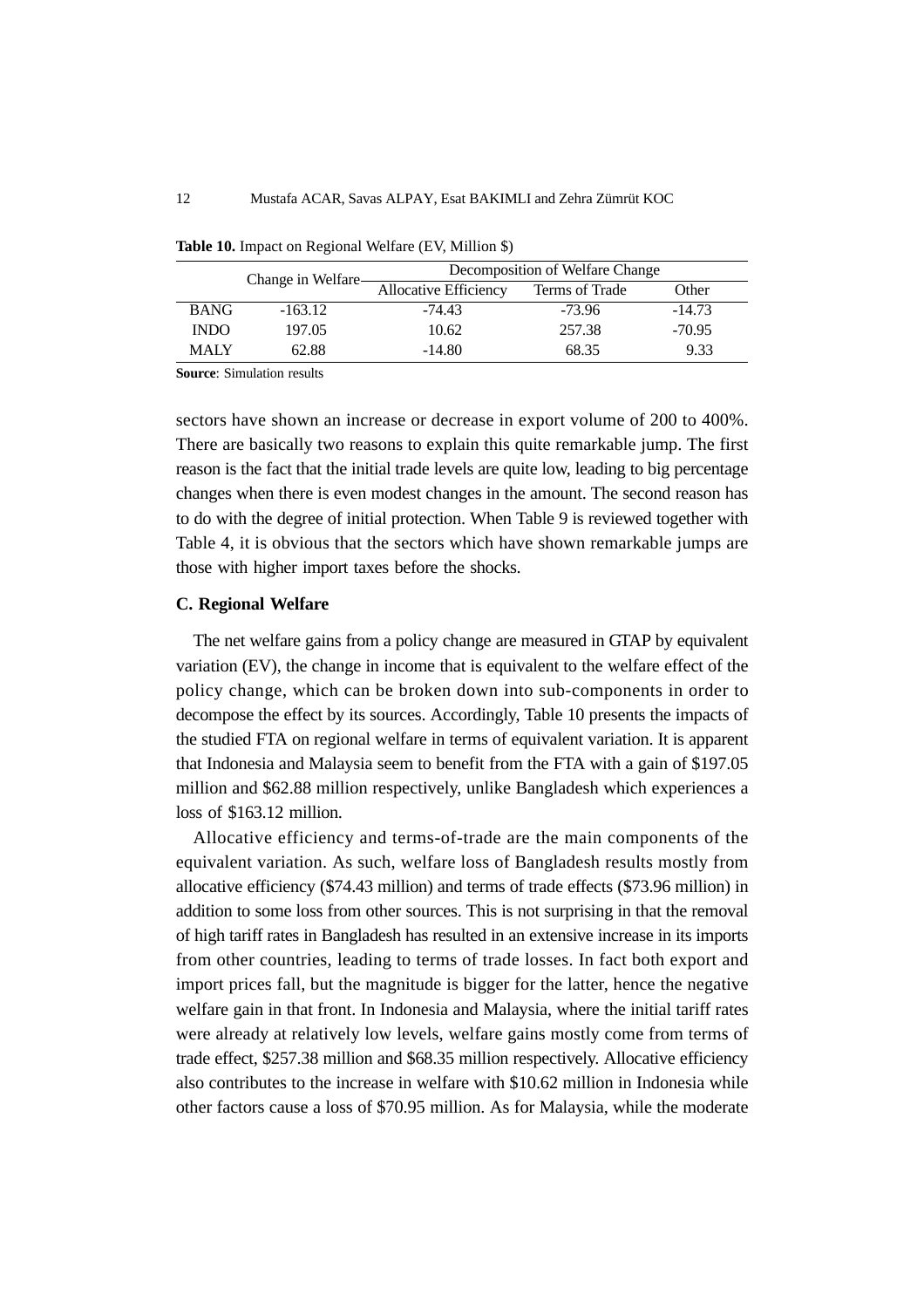**Table 10.** Impact on Regional Welfare (EV, Million $)

| | Change in Welfare | Decomposition of Welfare Change | | |
|---|---|---|---|---|
| | | Allocative Efficiency | Terms of Trade | Other |
| BANG | -163.12 | -74.43 | -73.96 | -14.73 |
| INDO | 197.05 | 10.62 | 257.38 | -70.95 |
| MALY | 62.88 | -14.80 | 68.35 | 9.33 |

**Source**: Simulation results

sectors have shown an increase or decrease in export volume of 200 to 400%. There are basically two reasons to explain this quite remarkable jump. The first reason is the fact that the initial trade levels are quite low, leading to big percentage changes when there is even modest changes in the amount. The second reason has to do with the degree of initial protection. When Table 9 is reviewed together with Table 4, it is obvious that the sectors which have shown remarkable jumps are those with higher import taxes before the shocks.

### C. Regional Welfare

The net welfare gains from a policy change are measured in GTAP by equivalent variation (EV), the change in income that is equivalent to the welfare effect of the policy change, which can be broken down into sub-components in order to decompose the effect by its sources. Accordingly, Table 10 presents the impacts of the studied FTA on regional welfare in terms of equivalent variation. It is apparent that Indonesia and Malaysia seem to benefit from the FTA with a gain of $197.05 million and $62.88 million respectively, unlike Bangladesh which experiences a loss of $163.12 million.

Allocative efficiency and terms-of-trade are the main components of the equivalent variation. As such, welfare loss of Bangladesh results mostly from allocative efficiency ($74.43 million) and terms of trade effects ($73.96 million) in addition to some loss from other sources. This is not surprising in that the removal of high tariff rates in Bangladesh has resulted in an extensive increase in its imports from other countries, leading to terms of trade losses. In fact both export and import prices fall, but the magnitude is bigger for the latter, hence the negative welfare gain in that front. In Indonesia and Malaysia, where the initial tariff rates were already at relatively low levels, welfare gains mostly come from terms of trade effect, $257.38 million and $68.35 million respectively. Allocative efficiency also contributes to the increase in welfare with $10.62 million in Indonesia while other factors cause a loss of $70.95 million. As for Malaysia, while the moderate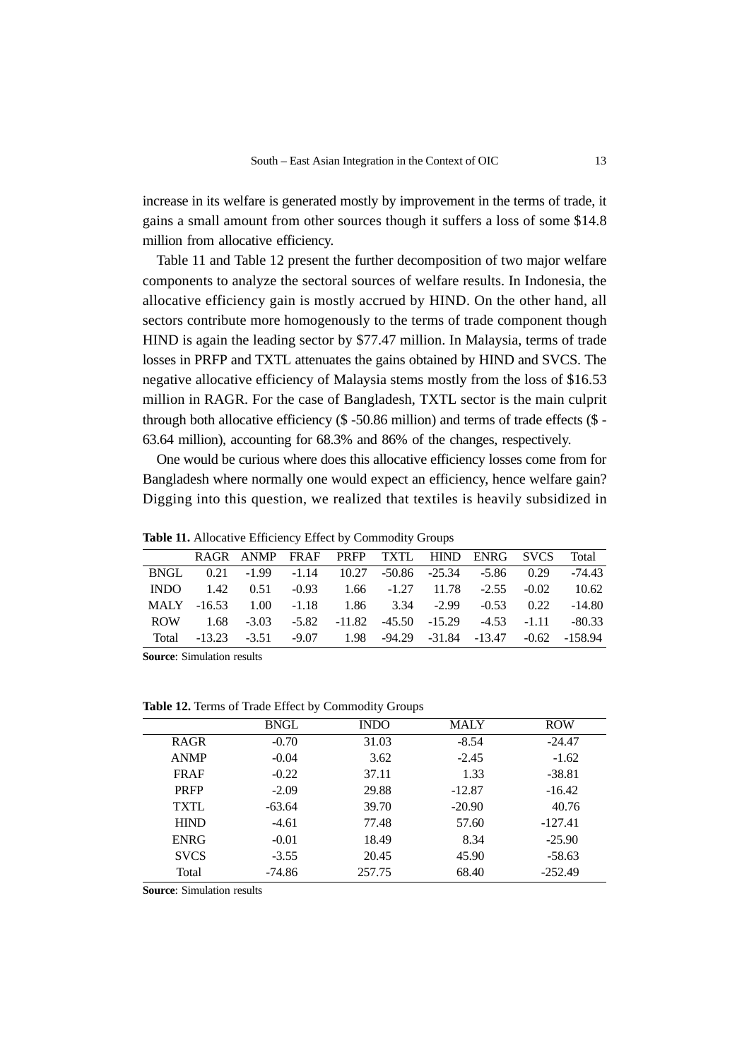increase in its welfare is generated mostly by improvement in the terms of trade, it gains a small amount from other sources though it suffers a loss of some $14.8 million from allocative efficiency.

Table 11 and Table 12 present the further decomposition of two major welfare components to analyze the sectoral sources of welfare results. In Indonesia, the allocative efficiency gain is mostly accrued by HIND. On the other hand, all sectors contribute more homogenously to the terms of trade component though HIND is again the leading sector by $77.47 million. In Malaysia, terms of trade losses in PRFP and TXTL attenuates the gains obtained by HIND and SVCS. The negative allocative efficiency of Malaysia stems mostly from the loss of $16.53 million in RAGR. For the case of Bangladesh, TXTL sector is the main culprit through both allocative efficiency ($ -50.86 million) and terms of trade effects ($ -63.64 million), accounting for 68.3% and 86% of the changes, respectively.

One would be curious where does this allocative efficiency losses come from for Bangladesh where normally one would expect an efficiency, hence welfare gain? Digging into this question, we realized that textiles is heavily subsidized in

**Table 11.** Allocative Efficiency Effect by Commodity Groups

| | RAGR | ANMP | FRAF | PRFP | TXTL | HIND | ENRG | SVCS | Total |
|---|---|---|---|---|---|---|---|---|---|
| BNGL | 0.21 | -1.99 | -1.14 | 10.27 | -50.86 | -25.34 | -5.86 | 0.29 | -74.43 |
| INDO | 1.42 | 0.51 | -0.93 | 1.66 | -1.27 | 11.78 | -2.55 | -0.02 | 10.62 |
| MALY | -16.53 | 1.00 | -1.18 | 1.86 | 3.34 | -2.99 | -0.53 | 0.22 | -14.80 |
| ROW | 1.68 | -3.03 | -5.82 | -11.82 | -45.50 | -15.29 | -4.53 | -1.11 | -80.33 |
| Total | -13.23 | -3.51 | -9.07 | 1.98 | -94.29 | -31.84 | -13.47 | -0.62 | -158.94 |

**Source**: Simulation results

**Table 12.** Terms of Trade Effect by Commodity Groups

| | BNGL | INDO | MALY | ROW |
|---|---|---|---|---|
| RAGR | -0.70 | 31.03 | -8.54 | -24.47 |
| ANMP | -0.04 | 3.62 | -2.45 | -1.62 |
| FRAF | -0.22 | 37.11 | 1.33 | -38.81 |
| PRFP | -2.09 | 29.88 | -12.87 | -16.42 |
| TXTL | -63.64 | 39.70 | -20.90 | 40.76 |
| HIND | -4.61 | 77.48 | 57.60 | -127.41 |
| ENRG | -0.01 | 18.49 | 8.34 | -25.90 |
| SVCS | -3.55 | 20.45 | 45.90 | -58.63 |
| Total | -74.86 | 257.75 | 68.40 | -252.49 |

**Source**: Simulation results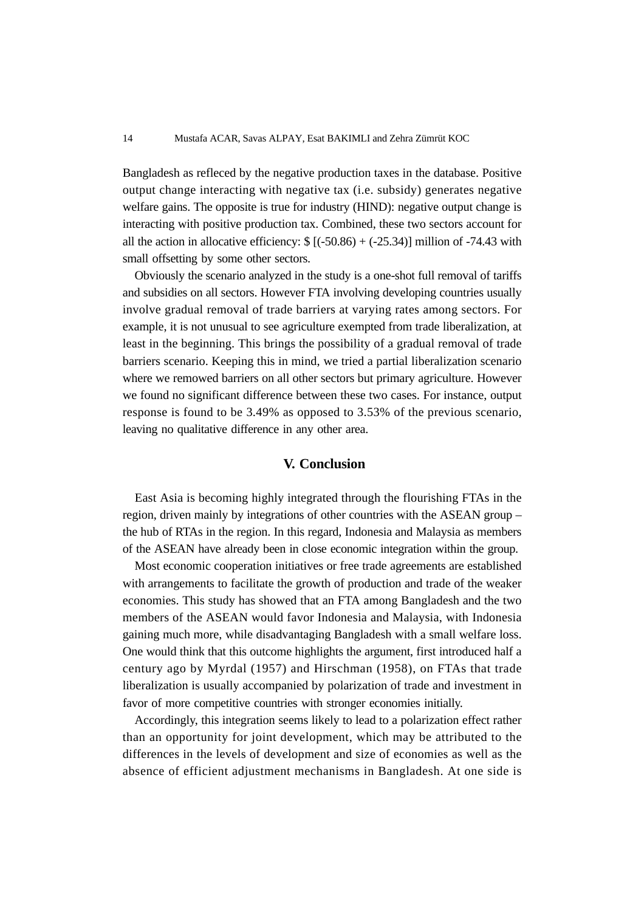Bangladesh as refleced by the negative production taxes in the database. Positive output change interacting with negative tax (i.e. subsidy) generates negative welfare gains. The opposite is true for industry (HIND): negative output change is interacting with positive production tax. Combined, these two sectors account for all the action in allocative efficiency: \$ [(-50.86) + (-25.34)] million of -74.43 with small offsetting by some other sectors.

Obviously the scenario analyzed in the study is a one-shot full removal of tariffs and subsidies on all sectors. However FTA involving developing countries usually involve gradual removal of trade barriers at varying rates among sectors. For example, it is not unusual to see agriculture exempted from trade liberalization, at least in the beginning. This brings the possibility of a gradual removal of trade barriers scenario. Keeping this in mind, we tried a partial liberalization scenario where we remowed barriers on all other sectors but primary agriculture. However we found no significant difference between these two cases. For instance, output response is found to be 3.49% as opposed to 3.53% of the previous scenario, leaving no qualitative difference in any other area.

## V. Conclusion

East Asia is becoming highly integrated through the flourishing FTAs in the region, driven mainly by integrations of other countries with the ASEAN group – the hub of RTAs in the region. In this regard, Indonesia and Malaysia as members of the ASEAN have already been in close economic integration within the group.

Most economic cooperation initiatives or free trade agreements are established with arrangements to facilitate the growth of production and trade of the weaker economies. This study has showed that an FTA among Bangladesh and the two members of the ASEAN would favor Indonesia and Malaysia, with Indonesia gaining much more, while disadvantaging Bangladesh with a small welfare loss. One would think that this outcome highlights the argument, first introduced half a century ago by Myrdal (1957) and Hirschman (1958), on FTAs that trade liberalization is usually accompanied by polarization of trade and investment in favor of more competitive countries with stronger economies initially.

Accordingly, this integration seems likely to lead to a polarization effect rather than an opportunity for joint development, which may be attributed to the differences in the levels of development and size of economies as well as the absence of efficient adjustment mechanisms in Bangladesh. At one side is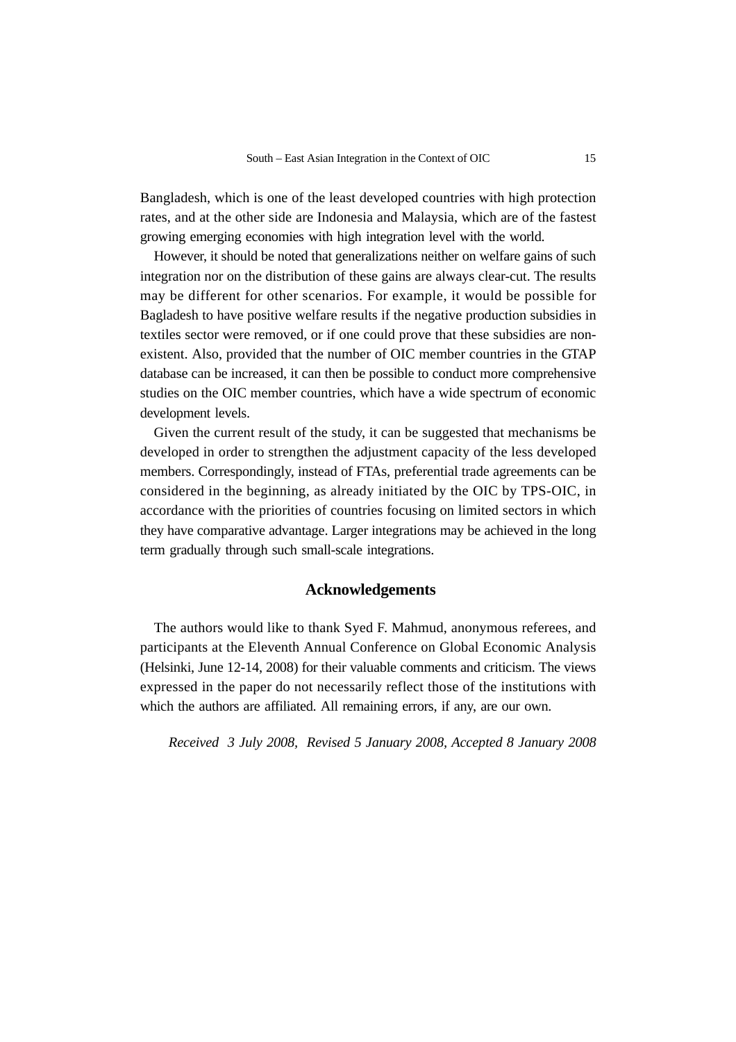Bangladesh, which is one of the least developed countries with high protection rates, and at the other side are Indonesia and Malaysia, which are of the fastest growing emerging economies with high integration level with the world.

However, it should be noted that generalizations neither on welfare gains of such integration nor on the distribution of these gains are always clear-cut. The results may be different for other scenarios. For example, it would be possible for Bagladesh to have positive welfare results if the negative production subsidies in textiles sector were removed, or if one could prove that these subsidies are non-existent. Also, provided that the number of OIC member countries in the GTAP database can be increased, it can then be possible to conduct more comprehensive studies on the OIC member countries, which have a wide spectrum of economic development levels.

Given the current result of the study, it can be suggested that mechanisms be developed in order to strengthen the adjustment capacity of the less developed members. Correspondingly, instead of FTAs, preferential trade agreements can be considered in the beginning, as already initiated by the OIC by TPS-OIC, in accordance with the priorities of countries focusing on limited sectors in which they have comparative advantage. Larger integrations may be achieved in the long term gradually through such small-scale integrations.

## Acknowledgements

The authors would like to thank Syed F. Mahmud, anonymous referees, and participants at the Eleventh Annual Conference on Global Economic Analysis (Helsinki, June 12-14, 2008) for their valuable comments and criticism. The views expressed in the paper do not necessarily reflect those of the institutions with which the authors are affiliated. All remaining errors, if any, are our own.

*Received 3 July 2008, Revised 5 January 2008, Accepted 8 January 2008*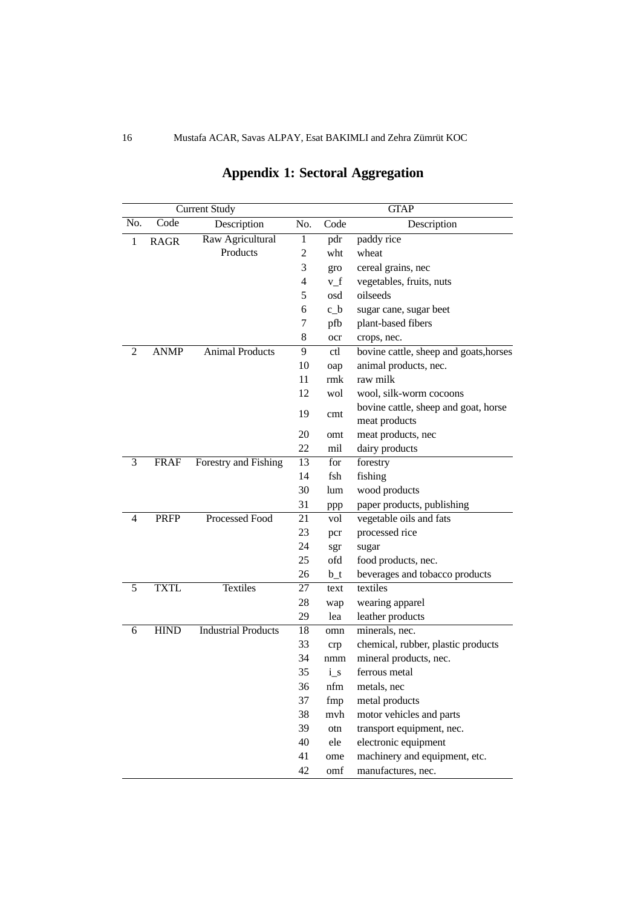# Appendix 1: Sectoral Aggregation

| Current Study | | | GTAP | | |
|---|---|---|---|---|---|
| No. | Code | Description | No. | Code | Description |
| 1 | RAGR | Raw Agricultural Products | 1 | pdr | paddy rice |
| | | | 2 | wht | wheat |
| | | | 3 | gro | cereal grains, nec |
| | | | 4 | v_f | vegetables, fruits, nuts |
| | | | 5 | osd | oilseeds |
| | | | 6 | c_b | sugar cane, sugar beet |
| | | | 7 | pfb | plant-based fibers |
| | | | 8 | ocr | crops, nec. |
| 2 | ANMP | Animal Products | 9 | ctl | bovine cattle, sheep and goats,horses |
| | | | 10 | oap | animal products, nec. |
| | | | 11 | rmk | raw milk |
| | | | 12 | wol | wool, silk-worm cocoons |
| | | | 19 | cmt | bovine cattle, sheep and goat, horse meat products |
| | | | 20 | omt | meat products, nec |
| | | | 22 | mil | dairy products |
| 3 | FRAF | Forestry and Fishing | 13 | for | forestry |
| | | | 14 | fsh | fishing |
| | | | 30 | lum | wood products |
| | | | 31 | ppp | paper products, publishing |
| 4 | PRFP | Processed Food | 21 | vol | vegetable oils and fats |
| | | | 23 | pcr | processed rice |
| | | | 24 | sgr | sugar |
| | | | 25 | ofd | food products, nec. |
| | | | 26 | b_t | beverages and tobacco products |
| 5 | TXTL | Textiles | 27 | text | textiles |
| | | | 28 | wap | wearing apparel |
| | | | 29 | lea | leather products |
| 6 | HIND | Industrial Products | 18 | omn | minerals, nec. |
| | | | 33 | crp | chemical, rubber, plastic products |
| | | | 34 | nmm | mineral products, nec. |
| | | | 35 | i_s | ferrous metal |
| | | | 36 | nfm | metals, nec |
| | | | 37 | fmp | metal products |
| | | | 38 | mvh | motor vehicles and parts |
| | | | 39 | otn | transport equipment, nec. |
| | | | 40 | ele | electronic equipment |
| | | | 41 | ome | machinery and equipment, etc. |
| | | | 42 | omf | manufactures, nec. |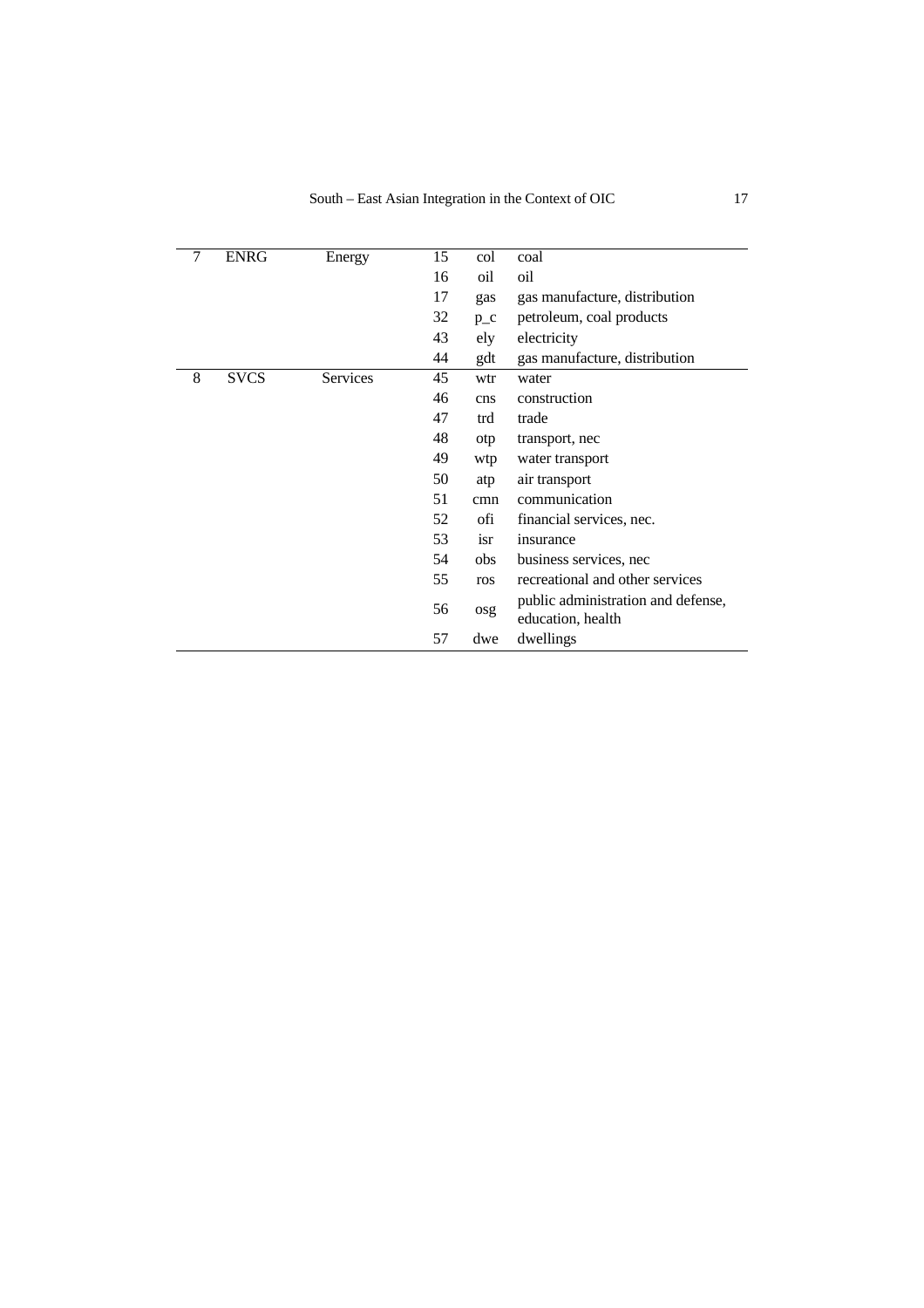| 7 | ENRG | Energy | 15 | col | coal |
|---|---|---|---|---|---|
| | | | 16 | oil | oil |
| | | | 17 | gas | gas manufacture, distribution |
| | | | 32 | p_c | petroleum, coal products |
| | | | 43 | ely | electricity |
| | | | 44 | gdt | gas manufacture, distribution |
| 8 | SVCS | Services | 45 | wtr | water |
| | | | 46 | cns | construction |
| | | | 47 | trd | trade |
| | | | 48 | otp | transport, nec |
| | | | 49 | wtp | water transport |
| | | | 50 | atp | air transport |
| | | | 51 | cmn | communication |
| | | | 52 | ofi | financial services, nec. |
| | | | 53 | isr | insurance |
| | | | 54 | obs | business services, nec |
| | | | 55 | ros | recreational and other services |
| | | | 56 | osg | public administration and defense, education, health |
| | | | 57 | dwe | dwellings |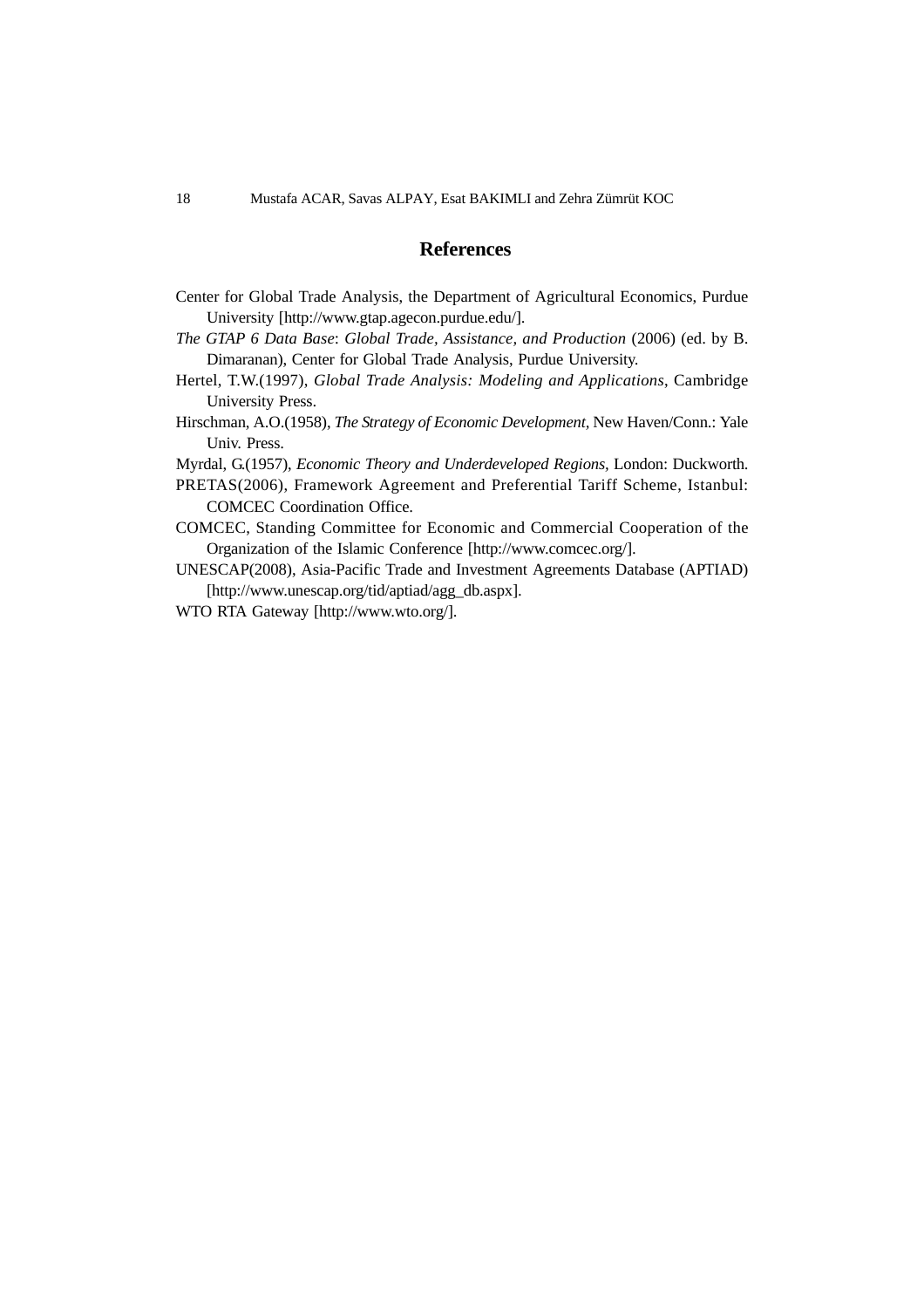## References

Center for Global Trade Analysis, the Department of Agricultural Economics, Purdue University [http://www.gtap.agecon.purdue.edu/].

*The GTAP 6 Data Base*: *Global Trade, Assistance, and Production* (2006) (ed. by B. Dimaranan), Center for Global Trade Analysis, Purdue University.

Hertel, T.W.(1997), *Global Trade Analysis: Modeling and Applications*, Cambridge University Press.

Hirschman, A.O.(1958), *The Strategy of Economic Development*, New Haven/Conn.: Yale Univ. Press.

Myrdal, G.(1957), *Economic Theory and Underdeveloped Regions*, London: Duckworth.

PRETAS(2006), Framework Agreement and Preferential Tariff Scheme, Istanbul: COMCEC Coordination Office.

COMCEC, Standing Committee for Economic and Commercial Cooperation of the Organization of the Islamic Conference [http://www.comcec.org/].

UNESCAP(2008), Asia-Pacific Trade and Investment Agreements Database (APTIAD) [http://www.unescap.org/tid/aptiad/agg_db.aspx].

WTO RTA Gateway [http://www.wto.org/].